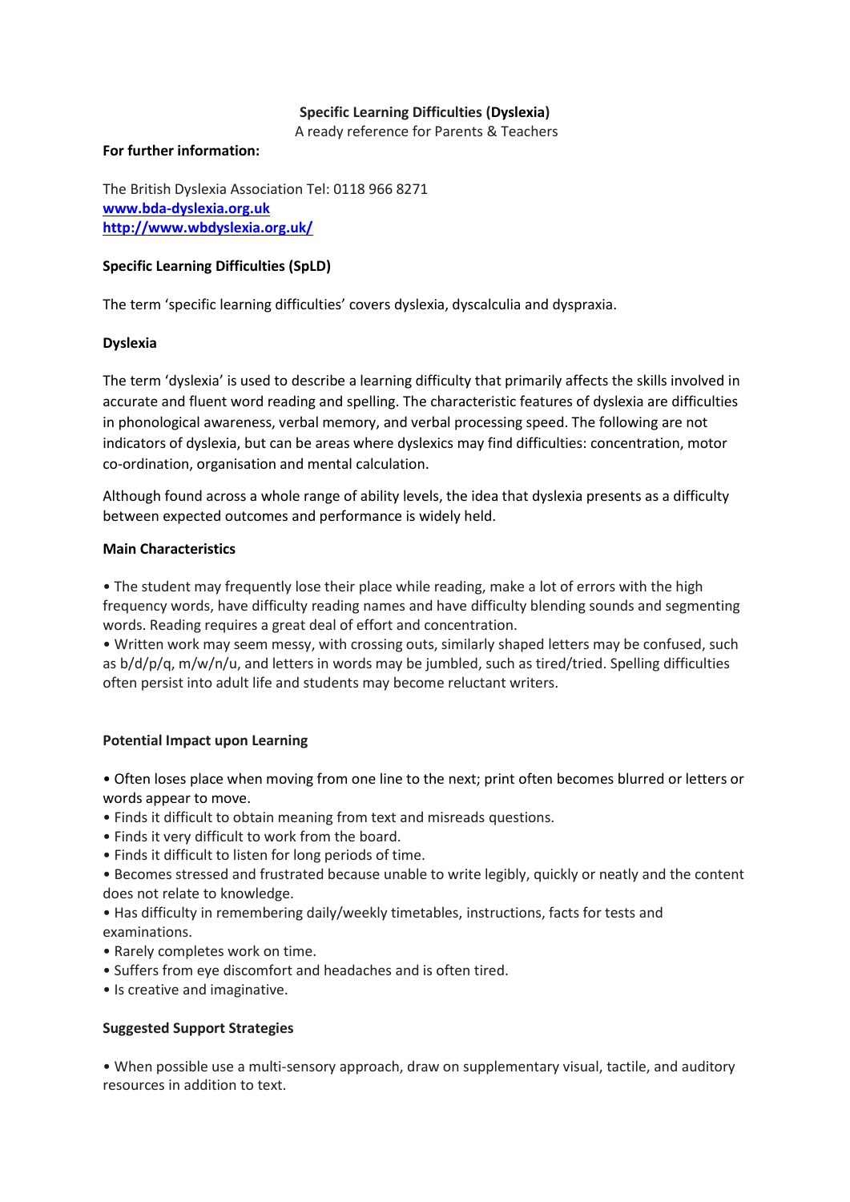# Specific Learning Difficulties (Dyslexia)

A ready reference for Parents & Teachers

**For further information:**

The British Dyslexia Association Tel: 0118 966 8271
**www.bda-dyslexia.org.uk**
**http://www.wbdyslexia.org.uk/**

## Specific Learning Difficulties (SpLD)

The term 'specific learning difficulties' covers dyslexia, dyscalculia and dyspraxia.

## Dyslexia

The term 'dyslexia' is used to describe a learning difficulty that primarily affects the skills involved in accurate and fluent word reading and spelling. The characteristic features of dyslexia are difficulties in phonological awareness, verbal memory, and verbal processing speed. The following are not indicators of dyslexia, but can be areas where dyslexics may find difficulties: concentration, motor co-ordination, organisation and mental calculation.

Although found across a whole range of ability levels, the idea that dyslexia presents as a difficulty between expected outcomes and performance is widely held.

## Main Characteristics

- The student may frequently lose their place while reading, make a lot of errors with the high frequency words, have difficulty reading names and have difficulty blending sounds and segmenting words. Reading requires a great deal of effort and concentration.
- Written work may seem messy, with crossing outs, similarly shaped letters may be confused, such as b/d/p/q, m/w/n/u, and letters in words may be jumbled, such as tired/tried. Spelling difficulties often persist into adult life and students may become reluctant writers.

## Potential Impact upon Learning

- Often loses place when moving from one line to the next; print often becomes blurred or letters or words appear to move.
- Finds it difficult to obtain meaning from text and misreads questions.
- Finds it very difficult to work from the board.
- Finds it difficult to listen for long periods of time.
- Becomes stressed and frustrated because unable to write legibly, quickly or neatly and the content does not relate to knowledge.
- Has difficulty in remembering daily/weekly timetables, instructions, facts for tests and examinations.
- Rarely completes work on time.
- Suffers from eye discomfort and headaches and is often tired.
- Is creative and imaginative.

## Suggested Support Strategies

- When possible use a multi-sensory approach, draw on supplementary visual, tactile, and auditory resources in addition to text.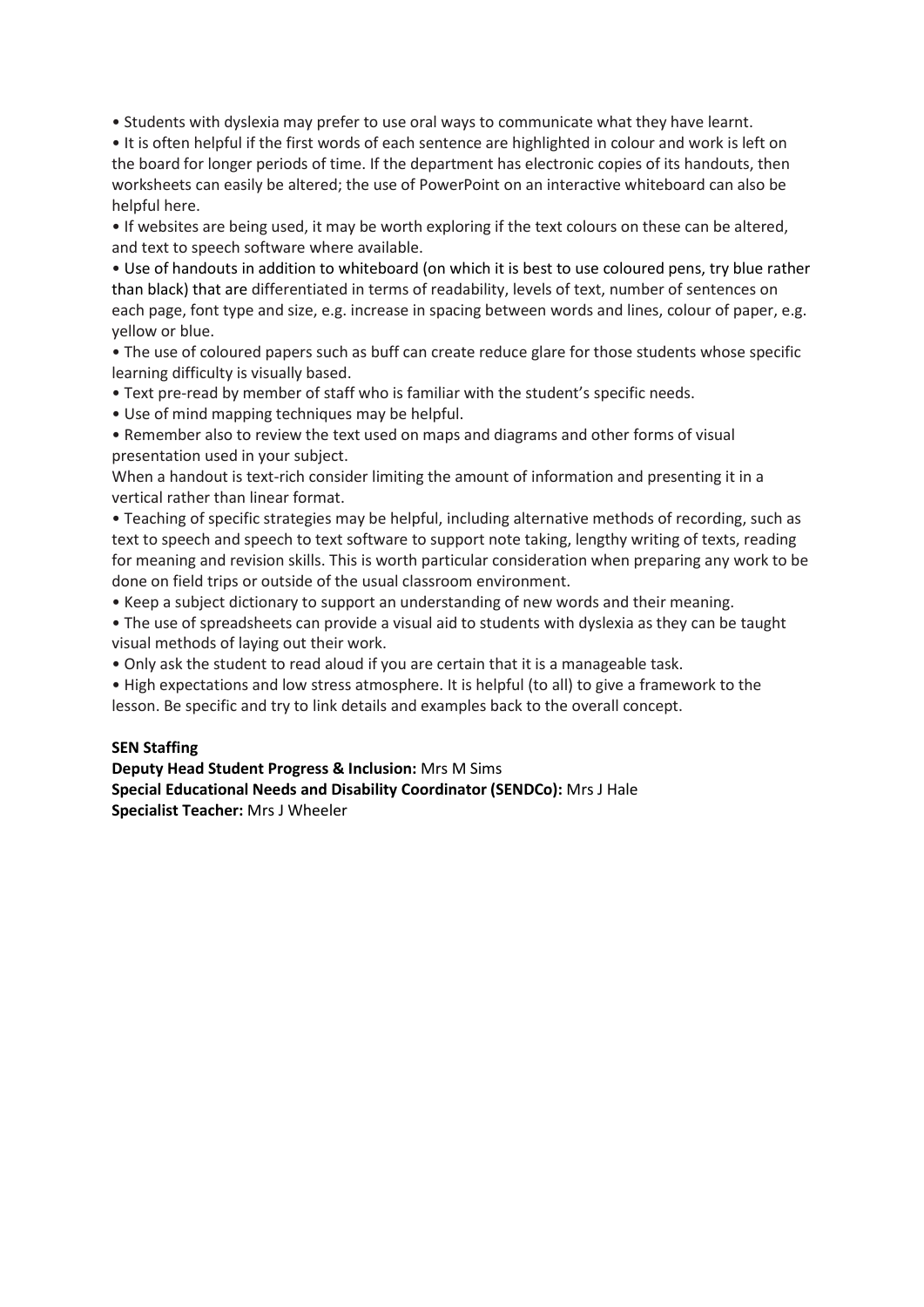- Students with dyslexia may prefer to use oral ways to communicate what they have learnt.
- It is often helpful if the first words of each sentence are highlighted in colour and work is left on the board for longer periods of time. If the department has electronic copies of its handouts, then worksheets can easily be altered; the use of PowerPoint on an interactive whiteboard can also be helpful here.
- If websites are being used, it may be worth exploring if the text colours on these can be altered, and text to speech software where available.
- Use of handouts in addition to whiteboard (on which it is best to use coloured pens, try blue rather than black) that are differentiated in terms of readability, levels of text, number of sentences on each page, font type and size, e.g. increase in spacing between words and lines, colour of paper, e.g. yellow or blue.
- The use of coloured papers such as buff can create reduce glare for those students whose specific learning difficulty is visually based.
- Text pre-read by member of staff who is familiar with the student's specific needs.
- Use of mind mapping techniques may be helpful.
- Remember also to review the text used on maps and diagrams and other forms of visual presentation used in your subject.

When a handout is text-rich consider limiting the amount of information and presenting it in a vertical rather than linear format.

- Teaching of specific strategies may be helpful, including alternative methods of recording, such as text to speech and speech to text software to support note taking, lengthy writing of texts, reading for meaning and revision skills. This is worth particular consideration when preparing any work to be done on field trips or outside of the usual classroom environment.
- Keep a subject dictionary to support an understanding of new words and their meaning.
- The use of spreadsheets can provide a visual aid to students with dyslexia as they can be taught visual methods of laying out their work.
- Only ask the student to read aloud if you are certain that it is a manageable task.
- High expectations and low stress atmosphere. It is helpful (to all) to give a framework to the lesson. Be specific and try to link details and examples back to the overall concept.

**SEN Staffing**

**Deputy Head Student Progress & Inclusion:** Mrs M Sims
**Special Educational Needs and Disability Coordinator (SENDCo):** Mrs J Hale
**Specialist Teacher:** Mrs J Wheeler